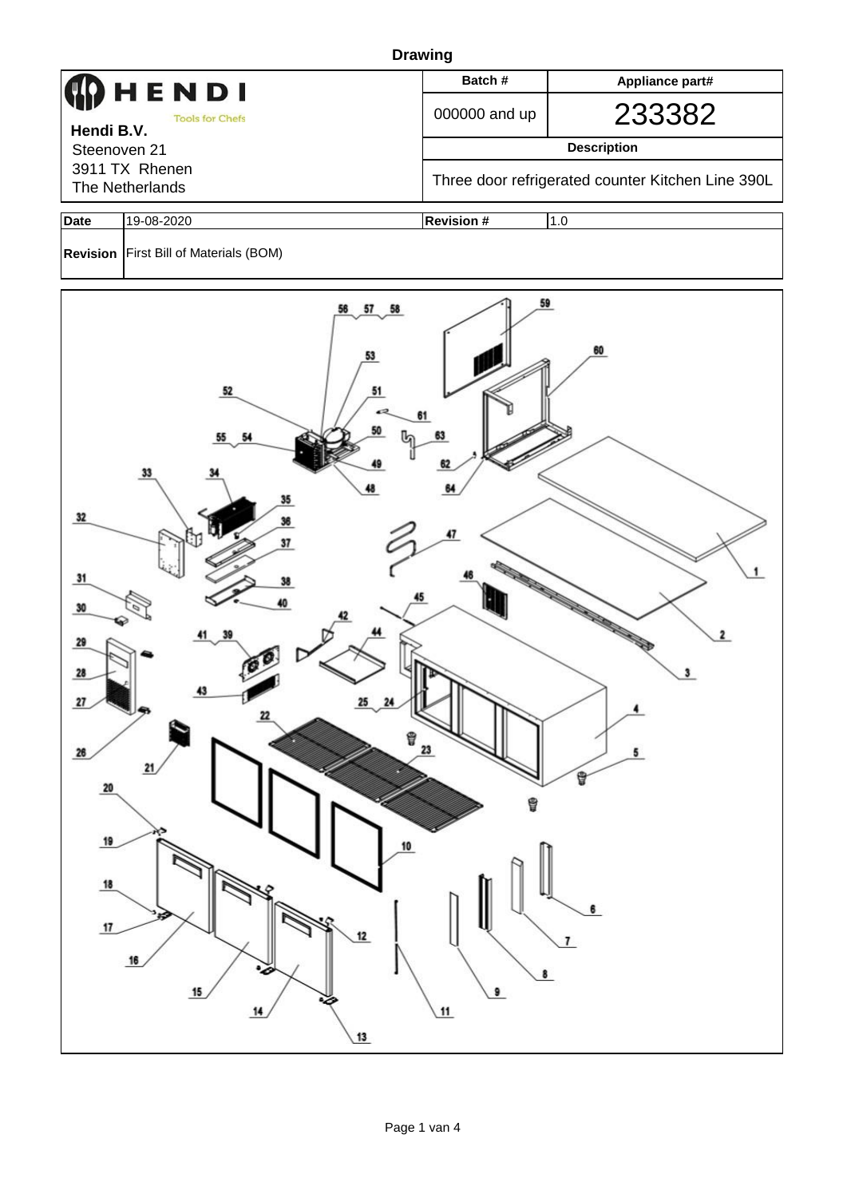# Drawing

| HENDI Tools for Chefs | Batch # | Appliance part# |
|---|---|---|
| **Hendi B.V.** | 000000 and up | 233382 |
| Steenoven 21 | **Description** | |
| 3911 TX Rhenen | Three door refrigerated counter Kitchen Line 390L | |
| The Netherlands | | |

| **Date** | 19-08-2020 | **Revision #** | 1.0 |
|---|---|---|---|
| **Revision** | First Bill of Materials (BOM) | | |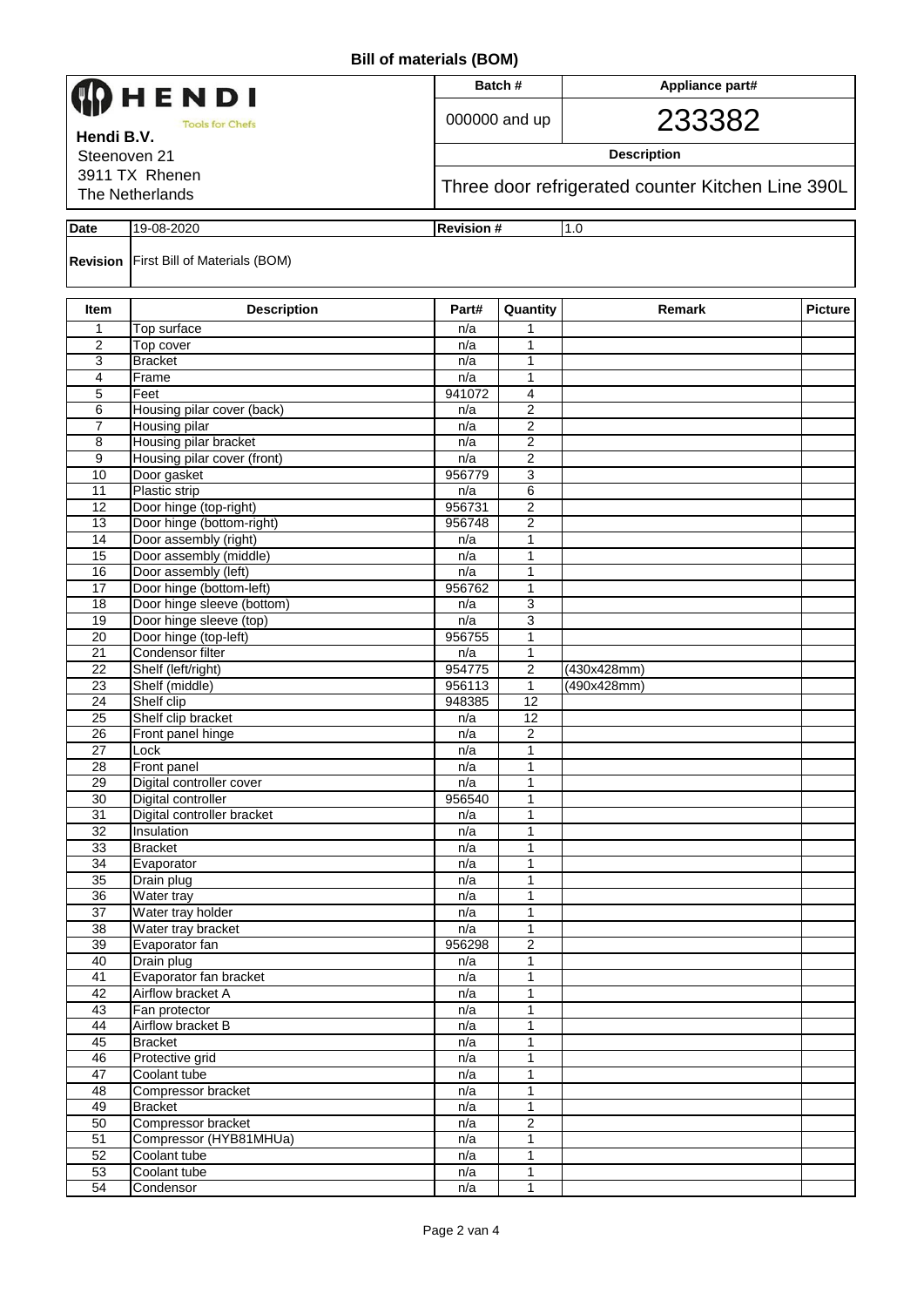# Bill of materials (BOM)

| HENDI Tools for Chefs | Batch # | Appliance part# |
|---|---|---|
| Hendi B.V. | 000000 and up | 233382 |
| Steenoven 21 | Description | |
| 3911 TX Rhenen | Three door refrigerated counter Kitchen Line 390L | |
| The Netherlands | | |

| Date | 19-08-2020 | Revision # | 1.0 |
|---|---|---|---|
| Revision | First Bill of Materials (BOM) | | |

| Item | Description | Part# | Quantity | Remark | Picture |
|---|---|---|---|---|---|
| 1 | Top surface | n/a | 1 | | |
| 2 | Top cover | n/a | 1 | | |
| 3 | Bracket | n/a | 1 | | |
| 4 | Frame | n/a | 1 | | |
| 5 | Feet | 941072 | 4 | | |
| 6 | Housing pilar cover (back) | n/a | 2 | | |
| 7 | Housing pilar | n/a | 2 | | |
| 8 | Housing pilar bracket | n/a | 2 | | |
| 9 | Housing pilar cover (front) | n/a | 2 | | |
| 10 | Door gasket | 956779 | 3 | | |
| 11 | Plastic strip | n/a | 6 | | |
| 12 | Door hinge (top-right) | 956731 | 2 | | |
| 13 | Door hinge (bottom-right) | 956748 | 2 | | |
| 14 | Door assembly (right) | n/a | 1 | | |
| 15 | Door assembly (middle) | n/a | 1 | | |
| 16 | Door assembly (left) | n/a | 1 | | |
| 17 | Door hinge (bottom-left) | 956762 | 1 | | |
| 18 | Door hinge sleeve (bottom) | n/a | 3 | | |
| 19 | Door hinge sleeve (top) | n/a | 3 | | |
| 20 | Door hinge (top-left) | 956755 | 1 | | |
| 21 | Condensor filter | n/a | 1 | | |
| 22 | Shelf (left/right) | 954775 | 2 | (430x428mm) | |
| 23 | Shelf (middle) | 956113 | 1 | (490x428mm) | |
| 24 | Shelf clip | 948385 | 12 | | |
| 25 | Shelf clip bracket | n/a | 12 | | |
| 26 | Front panel hinge | n/a | 2 | | |
| 27 | Lock | n/a | 1 | | |
| 28 | Front panel | n/a | 1 | | |
| 29 | Digital controller cover | n/a | 1 | | |
| 30 | Digital controller | 956540 | 1 | | |
| 31 | Digital controller bracket | n/a | 1 | | |
| 32 | Insulation | n/a | 1 | | |
| 33 | Bracket | n/a | 1 | | |
| 34 | Evaporator | n/a | 1 | | |
| 35 | Drain plug | n/a | 1 | | |
| 36 | Water tray | n/a | 1 | | |
| 37 | Water tray holder | n/a | 1 | | |
| 38 | Water tray bracket | n/a | 1 | | |
| 39 | Evaporator fan | 956298 | 2 | | |
| 40 | Drain plug | n/a | 1 | | |
| 41 | Evaporator fan bracket | n/a | 1 | | |
| 42 | Airflow bracket A | n/a | 1 | | |
| 43 | Fan protector | n/a | 1 | | |
| 44 | Airflow bracket B | n/a | 1 | | |
| 45 | Bracket | n/a | 1 | | |
| 46 | Protective grid | n/a | 1 | | |
| 47 | Coolant tube | n/a | 1 | | |
| 48 | Compressor bracket | n/a | 1 | | |
| 49 | Bracket | n/a | 1 | | |
| 50 | Compressor bracket | n/a | 2 | | |
| 51 | Compressor (HYB81MHUa) | n/a | 1 | | |
| 52 | Coolant tube | n/a | 1 | | |
| 53 | Coolant tube | n/a | 1 | | |
| 54 | Condensor | n/a | 1 | | |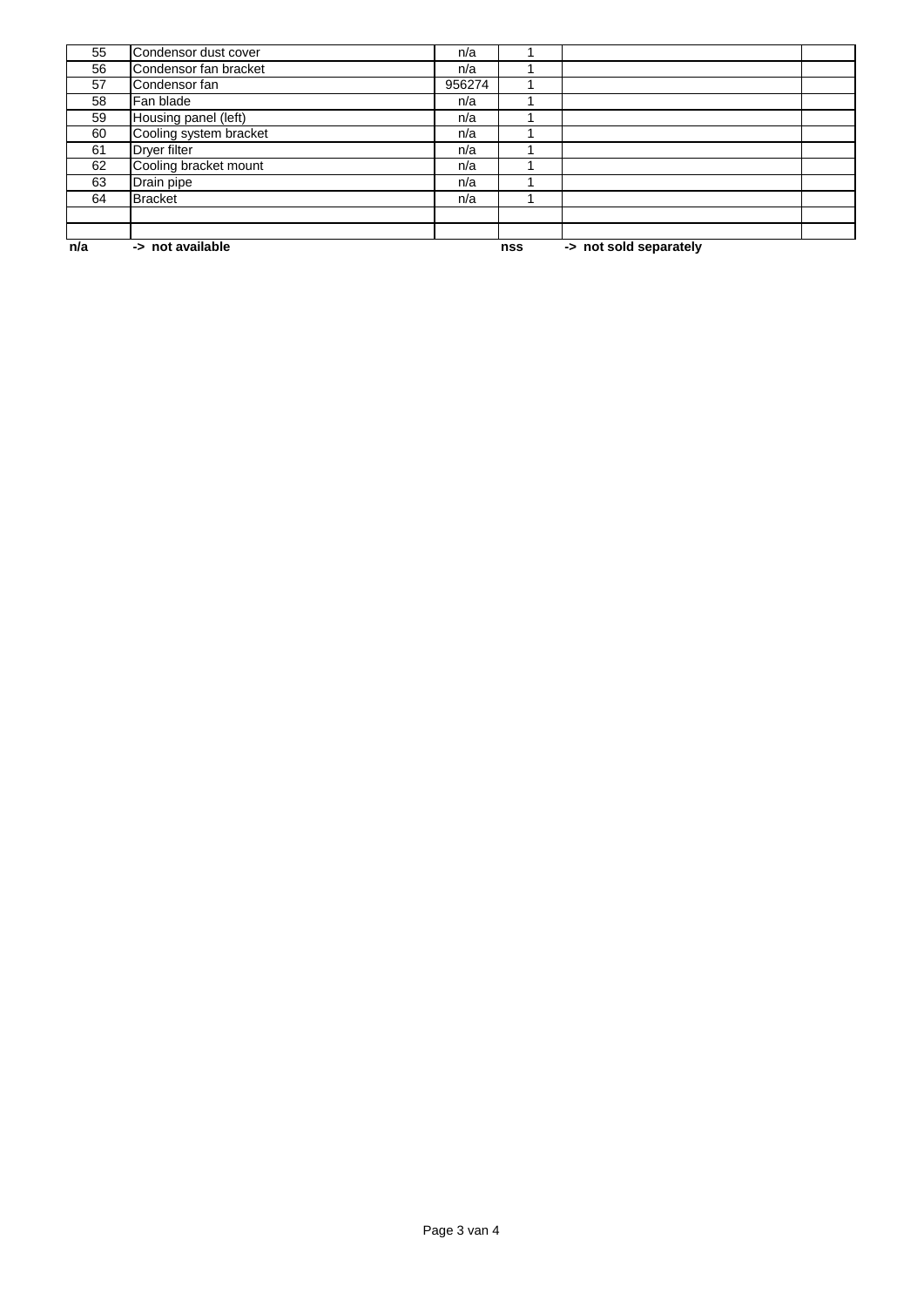| | | | | | |
|---|---|---|---|---|---|
| 55 | Condensor dust cover | n/a | 1 | | |
| 56 | Condensor fan bracket | n/a | 1 | | |
| 57 | Condensor fan | 956274 | 1 | | |
| 58 | Fan blade | n/a | 1 | | |
| 59 | Housing panel (left) | n/a | 1 | | |
| 60 | Cooling system bracket | n/a | 1 | | |
| 61 | Dryer filter | n/a | 1 | | |
| 62 | Cooling bracket mount | n/a | 1 | | |
| 63 | Drain pipe | n/a | 1 | | |
| 64 | Bracket | n/a | 1 | | |
| | | | | | |
| | | | | | |

**n/a** **-> not available** **nss** **-> not sold separately**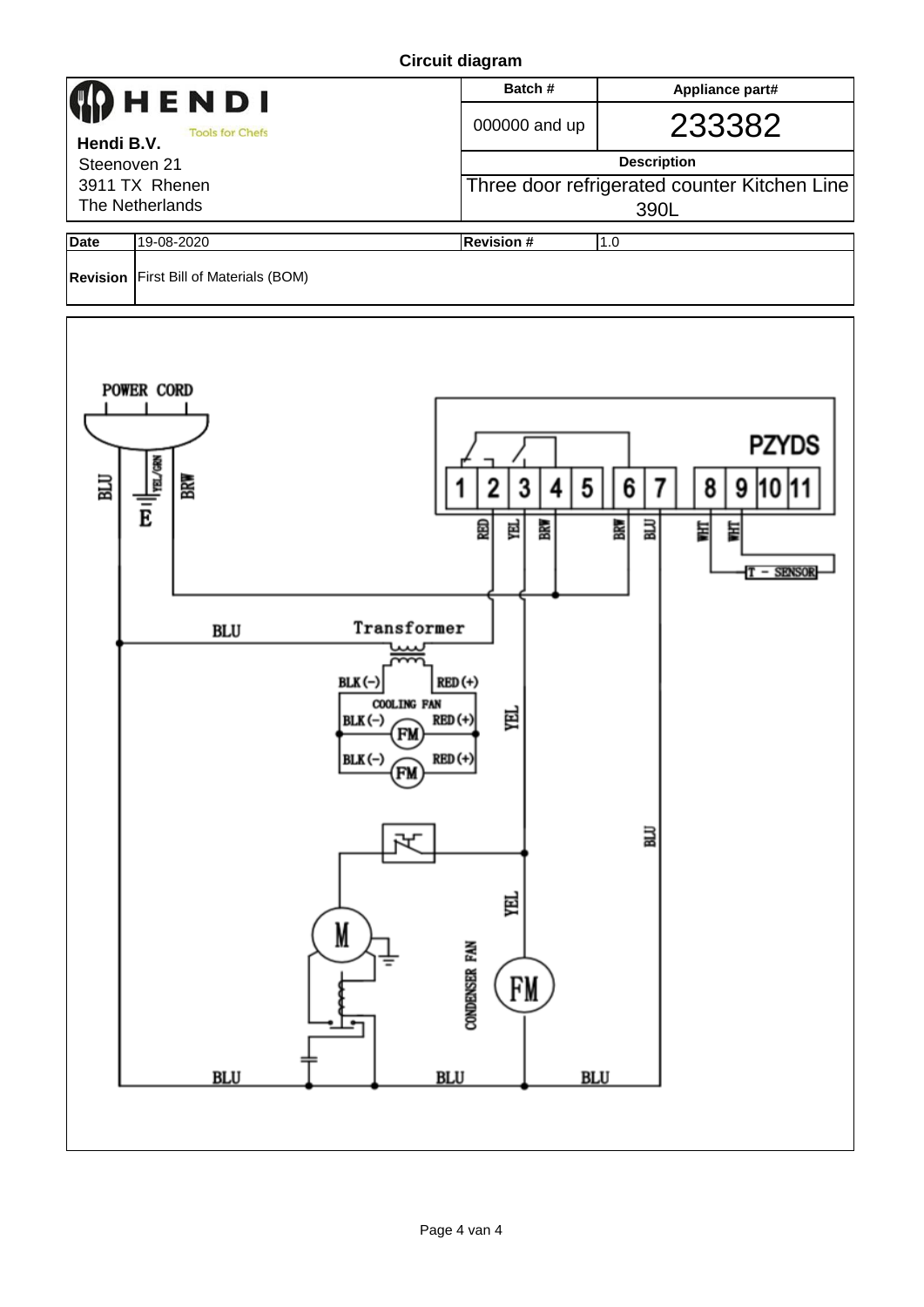# Circuit diagram

| | | Batch # | Appliance part# |
|---|---|---|---|
| **HENDI** Tools for Chefs | | 000000 and up | 233382 |
| **Hendi B.V.**<br>Steenoven 21<br>3911 TX Rhenen<br>The Netherlands | | **Description** | |
| | | Three door refrigerated counter Kitchen Line 390L | |

| | | | |
|---|---|---|---|
| **Date** | 19-08-2020 | **Revision #** | 1.0 |
| **Revision** | First Bill of Materials (BOM) | | |

POWER CORD

BLU

YEL/GRN

BRW

E

PZYDS

1 2 3 4 5 6 7 8 9 10 11

RED YEL BRW BRW BLU WHT WHT

T - SENSOR

BLU

Transformer

BLK (−) RED (+)

COOLING FAN

BLK (−) RED (+)

FM

BLK (−) RED (+)

FM

YEL

BLU

YEL

M

CONDENSER FAN

FM

BLU BLU BLU